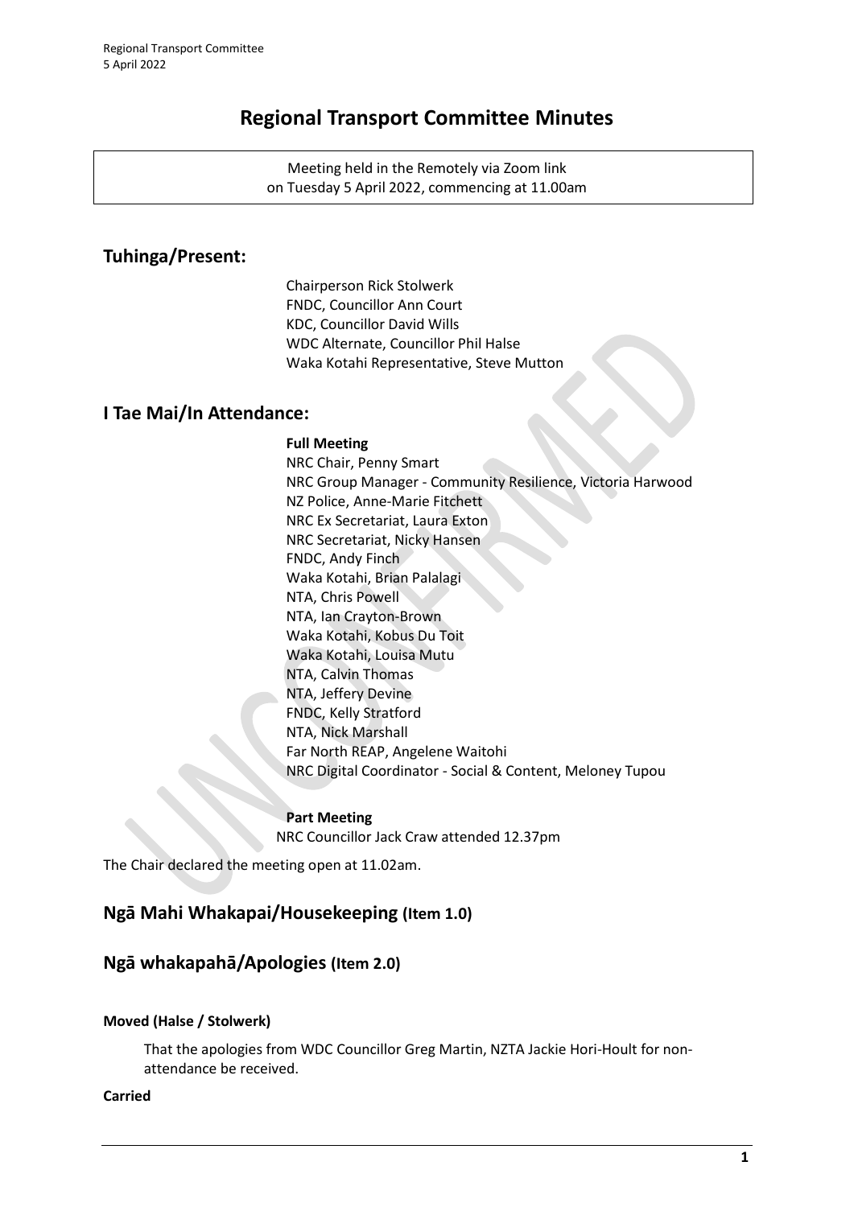# Regional Transport Committee Minutes

Meeting held in the Remotely via Zoom link
on Tuesday 5 April 2022, commencing at 11.00am

## Tuhinga/Present:

Chairperson Rick Stolwerk
FNDC, Councillor Ann Court
KDC, Councillor David Wills
WDC Alternate, Councillor Phil Halse
Waka Kotahi Representative, Steve Mutton

## I Tae Mai/In Attendance:

**Full Meeting**
NRC Chair, Penny Smart
NRC Group Manager - Community Resilience, Victoria Harwood
NZ Police, Anne-Marie Fitchett
NRC Ex Secretariat, Laura Exton
NRC Secretariat, Nicky Hansen
FNDC, Andy Finch
Waka Kotahi, Brian Palalagi
NTA, Chris Powell
NTA, Ian Crayton-Brown
Waka Kotahi, Kobus Du Toit
Waka Kotahi, Louisa Mutu
NTA, Calvin Thomas
NTA, Jeffery Devine
FNDC, Kelly Stratford
NTA, Nick Marshall
Far North REAP, Angelene Waitohi
NRC Digital Coordinator - Social & Content, Meloney Tupou

**Part Meeting**
NRC Councillor Jack Craw attended 12.37pm

The Chair declared the meeting open at 11.02am.

## Ngā Mahi Whakapai/Housekeeping (Item 1.0)

## Ngā whakapahā/Apologies (Item 2.0)

**Moved (Halse / Stolwerk)**

That the apologies from WDC Councillor Greg Martin, NZTA Jackie Hori-Hoult for non-attendance be received.

**Carried**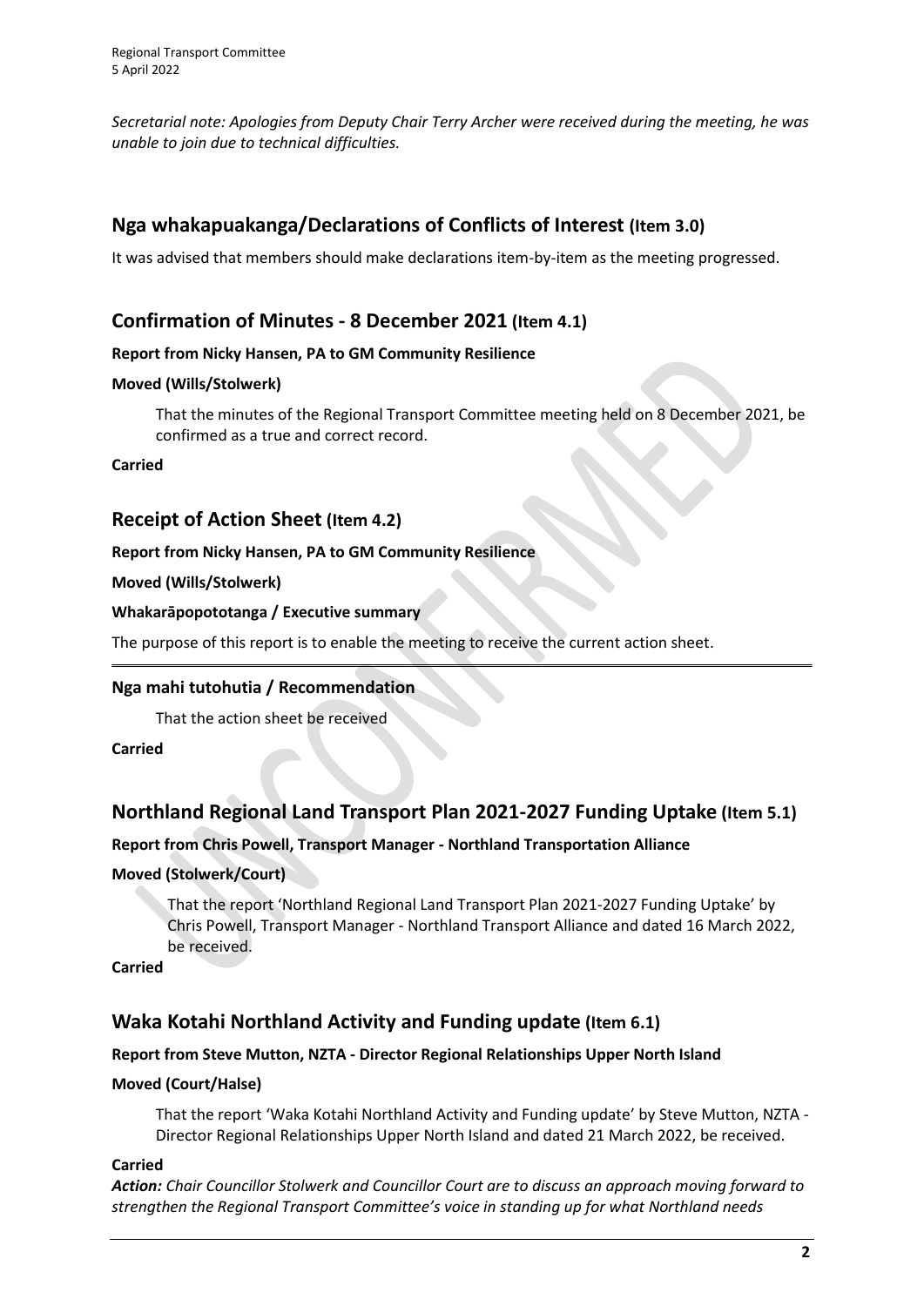*Secretarial note: Apologies from Deputy Chair Terry Archer were received during the meeting, he was unable to join due to technical difficulties.*

## Nga whakapuakanga/Declarations of Conflicts of Interest (Item 3.0)

It was advised that members should make declarations item-by-item as the meeting progressed.

## Confirmation of Minutes - 8 December 2021 (Item 4.1)

**Report from Nicky Hansen, PA to GM Community Resilience**

**Moved (Wills/Stolwerk)**

> That the minutes of the Regional Transport Committee meeting held on 8 December 2021, be confirmed as a true and correct record.

**Carried**

## Receipt of Action Sheet (Item 4.2)

**Report from Nicky Hansen, PA to GM Community Resilience**

**Moved (Wills/Stolwerk)**

**Whakarāpopototanga / Executive summary**

The purpose of this report is to enable the meeting to receive the current action sheet.

**Nga mahi tutohutia / Recommendation**

> That the action sheet be received

**Carried**

## Northland Regional Land Transport Plan 2021-2027 Funding Uptake (Item 5.1)

**Report from Chris Powell, Transport Manager - Northland Transportation Alliance**

**Moved (Stolwerk/Court)**

> That the report 'Northland Regional Land Transport Plan 2021-2027 Funding Uptake' by Chris Powell, Transport Manager - Northland Transport Alliance and dated 16 March 2022, be received.

**Carried**

## Waka Kotahi Northland Activity and Funding update (Item 6.1)

**Report from Steve Mutton, NZTA - Director Regional Relationships Upper North Island**

**Moved (Court/Halse)**

> That the report 'Waka Kotahi Northland Activity and Funding update' by Steve Mutton, NZTA - Director Regional Relationships Upper North Island and dated 21 March 2022, be received.

**Carried**

***Action:*** *Chair Councillor Stolwerk and Councillor Court are to discuss an approach moving forward to strengthen the Regional Transport Committee's voice in standing up for what Northland needs*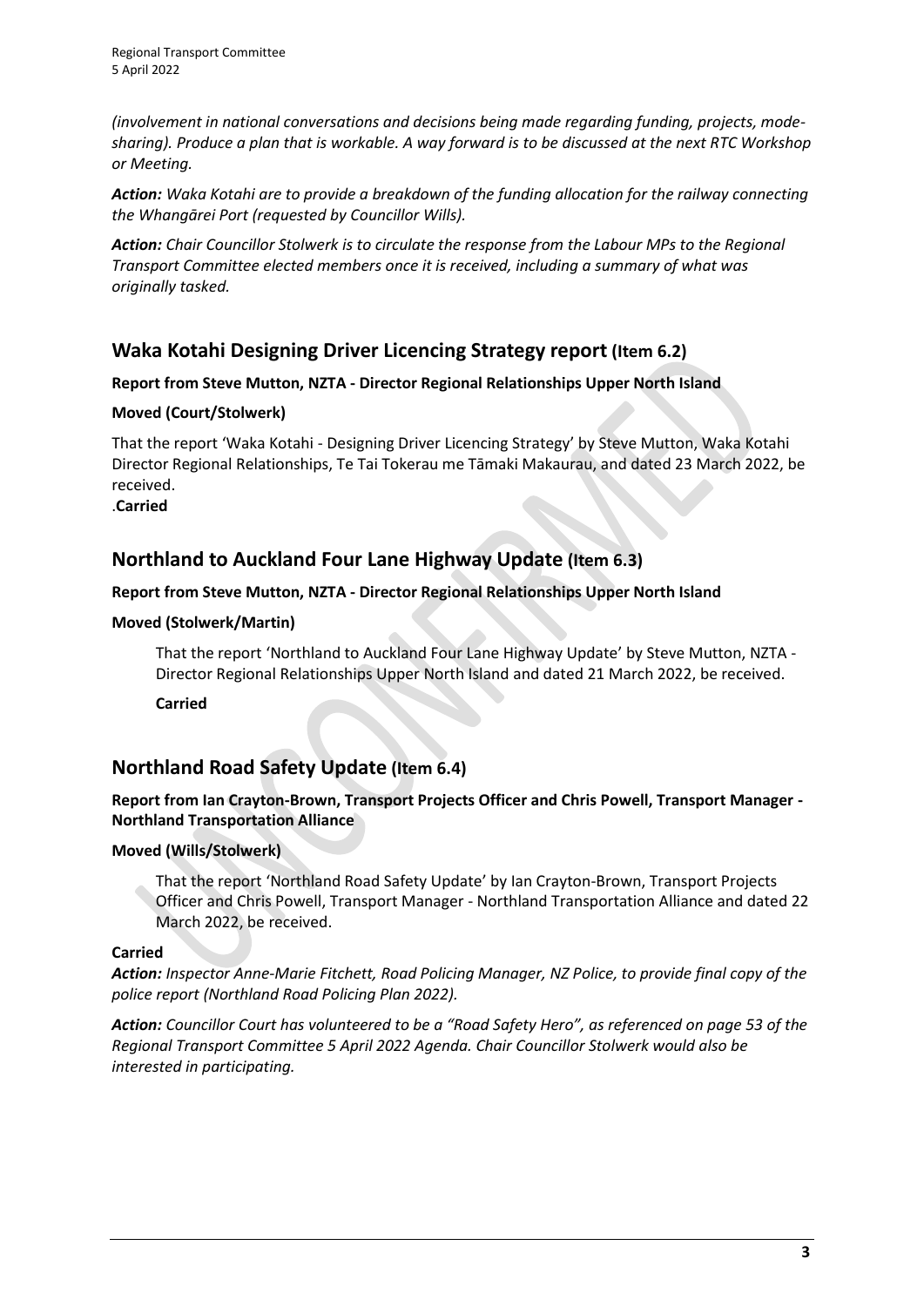*(involvement in national conversations and decisions being made regarding funding, projects, mode-sharing). Produce a plan that is workable. A way forward is to be discussed at the next RTC Workshop or Meeting.*

***Action:*** *Waka Kotahi are to provide a breakdown of the funding allocation for the railway connecting the Whangārei Port (requested by Councillor Wills).*

***Action:*** *Chair Councillor Stolwerk is to circulate the response from the Labour MPs to the Regional Transport Committee elected members once it is received, including a summary of what was originally tasked.*

## Waka Kotahi Designing Driver Licencing Strategy report (Item 6.2)

**Report from Steve Mutton, NZTA - Director Regional Relationships Upper North Island**

**Moved (Court/Stolwerk)**

That the report 'Waka Kotahi - Designing Driver Licencing Strategy' by Steve Mutton, Waka Kotahi Director Regional Relationships, Te Tai Tokerau me Tāmaki Makaurau, and dated 23 March 2022, be received.

.**Carried**

## Northland to Auckland Four Lane Highway Update (Item 6.3)

**Report from Steve Mutton, NZTA - Director Regional Relationships Upper North Island**

**Moved (Stolwerk/Martin)**

That the report 'Northland to Auckland Four Lane Highway Update' by Steve Mutton, NZTA - Director Regional Relationships Upper North Island and dated 21 March 2022, be received.

**Carried**

## Northland Road Safety Update (Item 6.4)

**Report from Ian Crayton-Brown, Transport Projects Officer and Chris Powell, Transport Manager - Northland Transportation Alliance**

**Moved (Wills/Stolwerk)**

That the report 'Northland Road Safety Update' by Ian Crayton-Brown, Transport Projects Officer and Chris Powell, Transport Manager - Northland Transportation Alliance and dated 22 March 2022, be received.

**Carried**

***Action:*** *Inspector Anne-Marie Fitchett, Road Policing Manager, NZ Police, to provide final copy of the police report (Northland Road Policing Plan 2022).*

***Action:*** *Councillor Court has volunteered to be a "Road Safety Hero", as referenced on page 53 of the Regional Transport Committee 5 April 2022 Agenda. Chair Councillor Stolwerk would also be interested in participating.*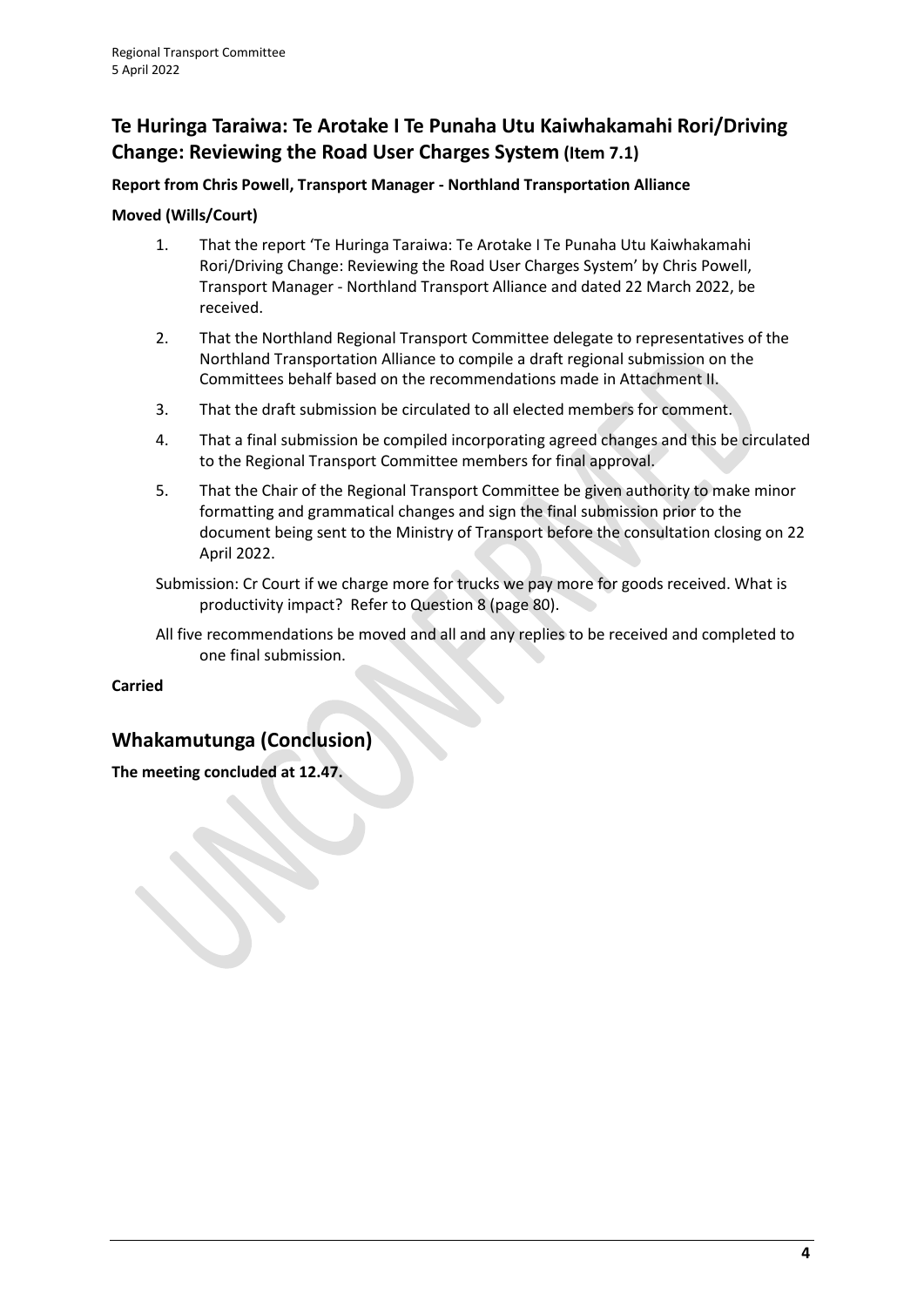## Te Huringa Taraiwa: Te Arotake I Te Punaha Utu Kaiwhakamahi Rori/Driving Change: Reviewing the Road User Charges System (Item 7.1)

**Report from Chris Powell, Transport Manager - Northland Transportation Alliance**

**Moved (Wills/Court)**

1. That the report 'Te Huringa Taraiwa: Te Arotake I Te Punaha Utu Kaiwhakamahi Rori/Driving Change: Reviewing the Road User Charges System' by Chris Powell, Transport Manager - Northland Transport Alliance and dated 22 March 2022, be received.
2. That the Northland Regional Transport Committee delegate to representatives of the Northland Transportation Alliance to compile a draft regional submission on the Committees behalf based on the recommendations made in Attachment II.
3. That the draft submission be circulated to all elected members for comment.
4. That a final submission be compiled incorporating agreed changes and this be circulated to the Regional Transport Committee members for final approval.
5. That the Chair of the Regional Transport Committee be given authority to make minor formatting and grammatical changes and sign the final submission prior to the document being sent to the Ministry of Transport before the consultation closing on 22 April 2022.

Submission: Cr Court if we charge more for trucks we pay more for goods received. What is productivity impact? Refer to Question 8 (page 80).

All five recommendations be moved and all and any replies to be received and completed to one final submission.

**Carried**

## Whakamutunga (Conclusion)

**The meeting concluded at 12.47.**